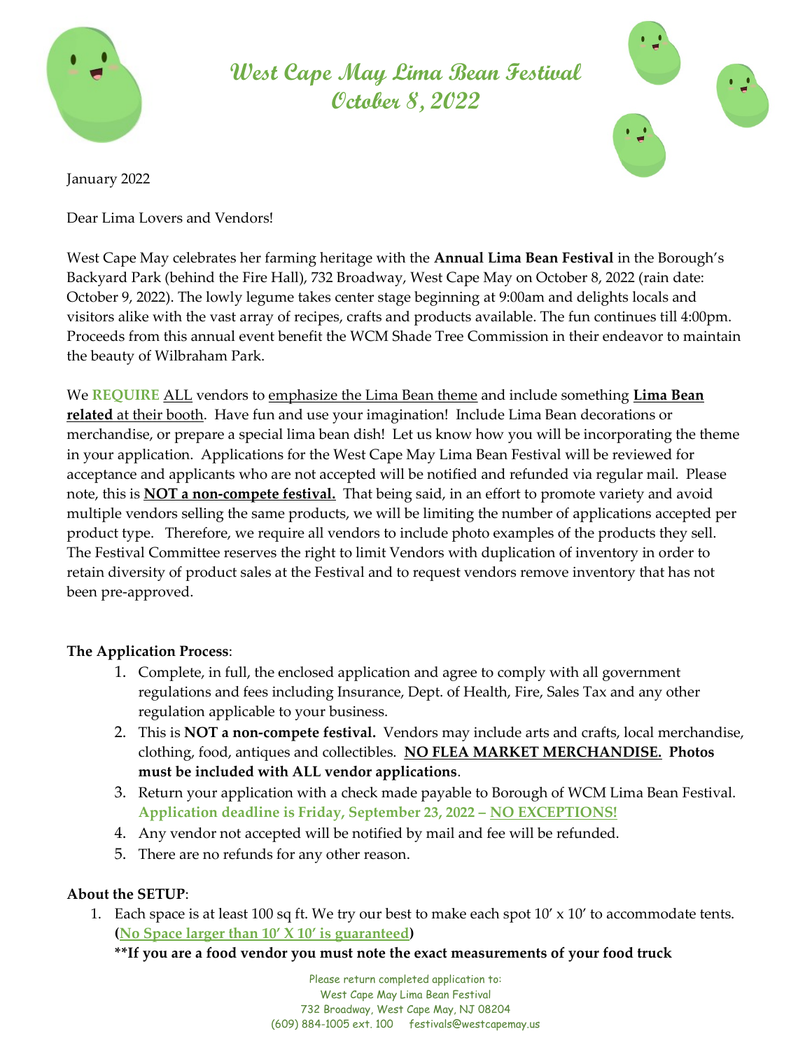# West Cape May Lima Bean Festival
# October 8, 2022

January 2022

Dear Lima Lovers and Vendors!

West Cape May celebrates her farming heritage with the **Annual Lima Bean Festival** in the Borough's Backyard Park (behind the Fire Hall), 732 Broadway, West Cape May on October 8, 2022 (rain date: October 9, 2022). The lowly legume takes center stage beginning at 9:00am and delights locals and visitors alike with the vast array of recipes, crafts and products available. The fun continues till 4:00pm. Proceeds from this annual event benefit the WCM Shade Tree Commission in their endeavor to maintain the beauty of Wilbraham Park.

We **REQUIRE** <u>ALL</u> vendors to <u>emphasize the Lima Bean theme</u> and include something <u>**Lima Bean related** at their booth</u>. Have fun and use your imagination! Include Lima Bean decorations or merchandise, or prepare a special lima bean dish! Let us know how you will be incorporating the theme in your application. Applications for the West Cape May Lima Bean Festival will be reviewed for acceptance and applicants who are not accepted will be notified and refunded via regular mail. Please note, this is <u>**NOT a non-compete festival.**</u> That being said, in an effort to promote variety and avoid multiple vendors selling the same products, we will be limiting the number of applications accepted per product type. Therefore, we require all vendors to include photo examples of the products they sell. The Festival Committee reserves the right to limit Vendors with duplication of inventory in order to retain diversity of product sales at the Festival and to request vendors remove inventory that has not been pre-approved.

**The Application Process**:

1. Complete, in full, the enclosed application and agree to comply with all government regulations and fees including Insurance, Dept. of Health, Fire, Sales Tax and any other regulation applicable to your business.
2. This is **NOT a non-compete festival.** Vendors may include arts and crafts, local merchandise, clothing, food, antiques and collectibles. <u>**NO FLEA MARKET MERCHANDISE.**</u> **Photos must be included with ALL vendor applications**.
3. Return your application with a check made payable to Borough of WCM Lima Bean Festival. **Application deadline is Friday, September 23, 2022 – <u>NO EXCEPTIONS!</u>**
4. Any vendor not accepted will be notified by mail and fee will be refunded.
5. There are no refunds for any other reason.

**About the SETUP**:

1. Each space is at least 100 sq ft. We try our best to make each spot 10' x 10' to accommodate tents. **(<u>No Space larger than 10' X 10' is guaranteed</u>)**
   **\*\*If you are a food vendor you must note the exact measurements of your food truck**

Please return completed application to:
West Cape May Lima Bean Festival
732 Broadway, West Cape May, NJ 08204
(609) 884-1005 ext. 100 festivals@westcapemay.us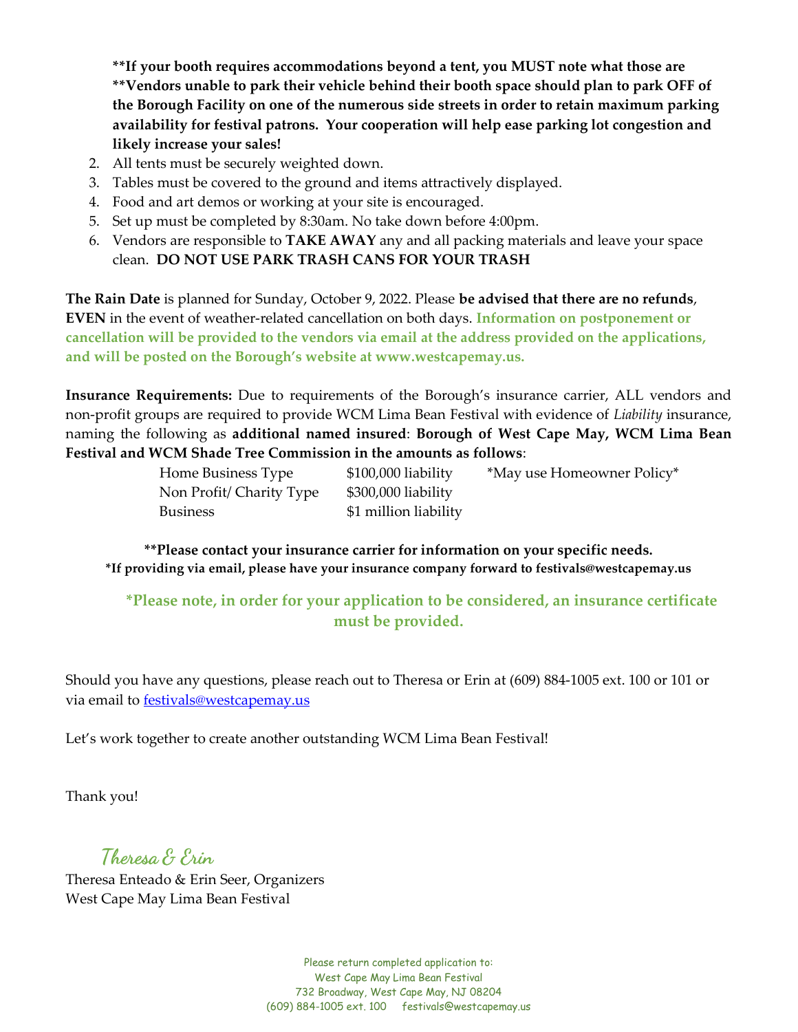**\*\*If your booth requires accommodations beyond a tent, you MUST note what those are**
**\*\*Vendors unable to park their vehicle behind their booth space should plan to park OFF of the Borough Facility on one of the numerous side streets in order to retain maximum parking availability for festival patrons. Your cooperation will help ease parking lot congestion and likely increase your sales!**

2. All tents must be securely weighted down.
3. Tables must be covered to the ground and items attractively displayed.
4. Food and art demos or working at your site is encouraged.
5. Set up must be completed by 8:30am. No take down before 4:00pm.
6. Vendors are responsible to **TAKE AWAY** any and all packing materials and leave your space clean. **DO NOT USE PARK TRASH CANS FOR YOUR TRASH**

**The Rain Date** is planned for Sunday, October 9, 2022. Please **be advised that there are no refunds**, **EVEN** in the event of weather-related cancellation on both days. **Information on postponement or cancellation will be provided to the vendors via email at the address provided on the applications, and will be posted on the Borough's website at www.westcapemay.us.**

**Insurance Requirements:** Due to requirements of the Borough's insurance carrier, ALL vendors and non-profit groups are required to provide WCM Lima Bean Festival with evidence of *Liability* insurance, naming the following as **additional named insured**: **Borough of West Cape May, WCM Lima Bean Festival and WCM Shade Tree Commission in the amounts as follows**:

| | | |
|---|---|---|
| Home Business Type | $100,000 liability | *May use Homeowner Policy* |
| Non Profit/ Charity Type | $300,000 liability | |
| Business | $1 million liability | |

**\*\*Please contact your insurance carrier for information on your specific needs.**
**\*If providing via email, please have your insurance company forward to festivals@westcapemay.us**

**\*Please note, in order for your application to be considered, an insurance certificate must be provided.**

Should you have any questions, please reach out to Theresa or Erin at (609) 884-1005 ext. 100 or 101 or via email to festivals@westcapemay.us

Let's work together to create another outstanding WCM Lima Bean Festival!

Thank you!

*Theresa & Erin*

Theresa Enteado & Erin Seer, Organizers
West Cape May Lima Bean Festival

Please return completed application to:
West Cape May Lima Bean Festival
732 Broadway, West Cape May, NJ 08204
(609) 884-1005 ext. 100 festivals@westcapemay.us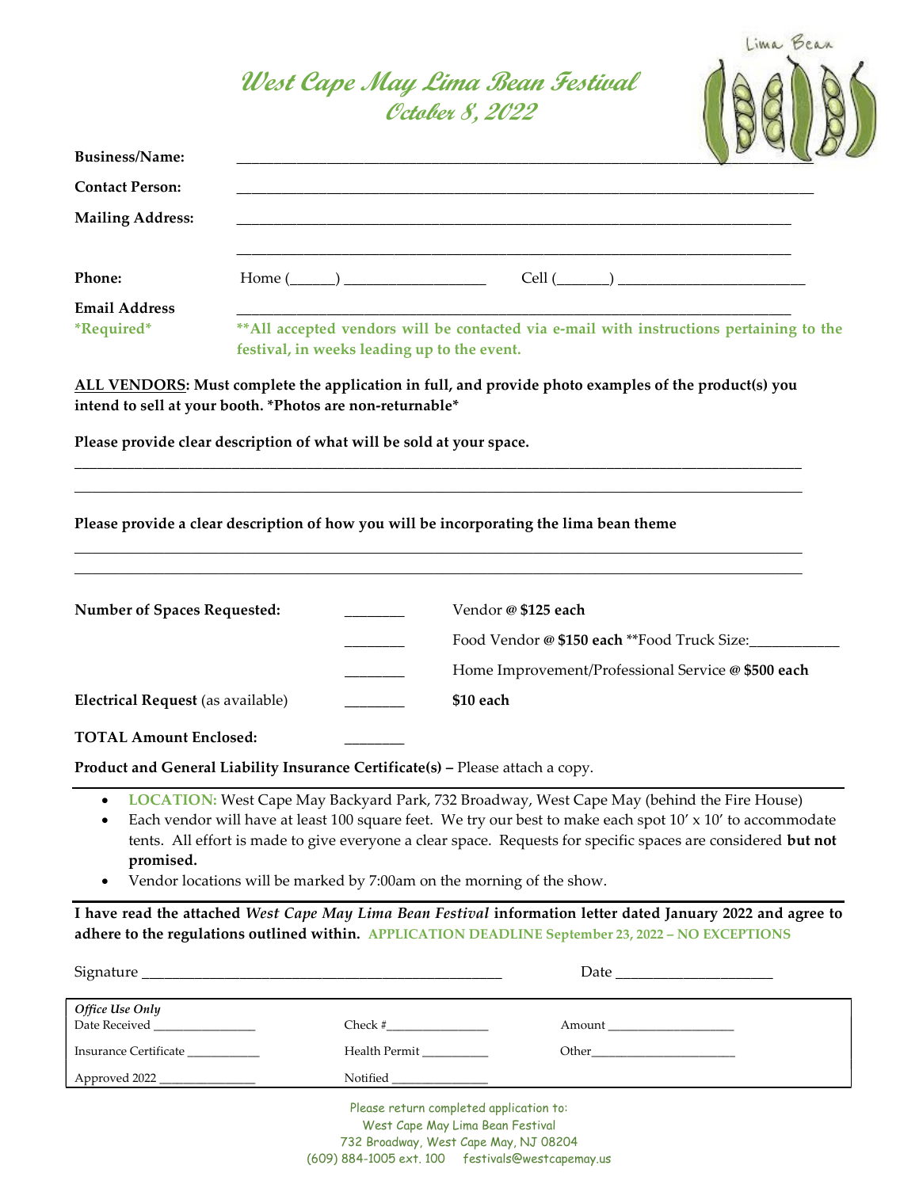# *West Cape May Lima Bean Festival*
## *October 8, 2022*

Lima Bean

**Business/Name:** ____________________________________________

**Contact Person:** ____________________________________________

**Mailing Address:** ____________________________________________

____________________________________________

**Phone:** Home (______) __________________ Cell (_______) ________________________

**Email Address** ____________________________________________

**\*Required\*** **\*\*All accepted vendors will be contacted via e-mail with instructions pertaining to the festival, in weeks leading up to the event.**

**ALL VENDORS: Must complete the application in full, and provide photo examples of the product(s) you intend to sell at your booth. \*Photos are non-returnable\***

**Please provide clear description of what will be sold at your space.**

____________________________________________

____________________________________________

**Please provide a clear description of how you will be incorporating the lima bean theme**

____________________________________________

____________________________________________

| | | |
|---|---|---|
| **Number of Spaces Requested:** | ________ | Vendor **@ $125 each** |
| | ________ | Food Vendor **@ $150 each** \*\*Food Truck Size:____________ |
| | ________ | Home Improvement/Professional Service **@ $500 each** |
| **Electrical Request** (as available) | ________ | **$10 each** |
| **TOTAL Amount Enclosed:** | ________ | |

**Product and General Liability Insurance Certificate(s) –** Please attach a copy.

- **LOCATION:** West Cape May Backyard Park, 732 Broadway, West Cape May (behind the Fire House)
- Each vendor will have at least 100 square feet. We try our best to make each spot 10' x 10' to accommodate tents. All effort is made to give everyone a clear space. Requests for specific spaces are considered **but not promised.**
- Vendor locations will be marked by 7:00am on the morning of the show.

**I have read the attached *West Cape May Lima Bean Festival* information letter dated January 2022 and agree to adhere to the regulations outlined within. APPLICATION DEADLINE September 23, 2022 – NO EXCEPTIONS**

Signature ______________________________________ Date ____________________

| *Office Use Only* | | |
|---|---|---|
| Date Received _______________ | Check #_______________ | Amount ___________________ |
| Insurance Certificate ___________ | Health Permit __________ | Other______________________ |
| Approved 2022 _______________ | Notified _______________ | |

Please return completed application to:
West Cape May Lima Bean Festival
732 Broadway, West Cape May, NJ 08204
(609) 884-1005 ext. 100 festivals@westcapemay.us